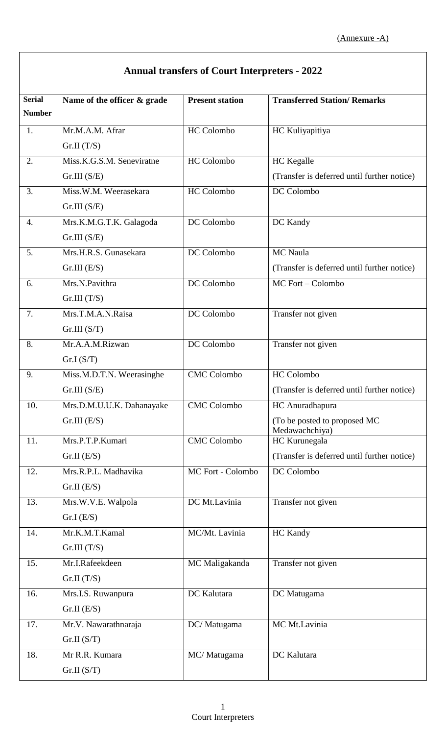(Annexure -A)

## Annual transfers of Court Interpreters - 2022

| Serial Number | Name of the officer & grade | Present station | Transferred Station/ Remarks |
|---|---|---|---|
| 1. | Mr.M.A.M. Afrar Gr.II (T/S) | HC Colombo | HC Kuliyapitiya |
| 2. | Miss.K.G.S.M. Seneviratne Gr.III (S/E) | HC Colombo | HC Kegalle (Transfer is deferred until further notice) |
| 3. | Miss.W.M. Weerasekara Gr.III (S/E) | HC Colombo | DC Colombo |
| 4. | Mrs.K.M.G.T.K. Galagoda Gr.III (S/E) | DC Colombo | DC Kandy |
| 5. | Mrs.H.R.S. Gunasekara Gr.III (E/S) | DC Colombo | MC Naula (Transfer is deferred until further notice) |
| 6. | Mrs.N.Pavithra Gr.III (T/S) | DC Colombo | MC Fort – Colombo |
| 7. | Mrs.T.M.A.N.Raisa Gr.III (S/T) | DC Colombo | Transfer not given |
| 8. | Mr.A.A.M.Rizwan Gr.I (S/T) | DC Colombo | Transfer not given |
| 9. | Miss.M.D.T.N. Weerasinghe Gr.III (S/E) | CMC Colombo | HC Colombo (Transfer is deferred until further notice) |
| 10. | Mrs.D.M.U.U.K. Dahanayake Gr.III (E/S) | CMC Colombo | HC Anuradhapura (To be posted to proposed MC Medawachchiya) |
| 11. | Mrs.P.T.P.Kumari Gr.II (E/S) | CMC Colombo | HC Kurunegala (Transfer is deferred until further notice) |
| 12. | Mrs.R.P.L. Madhavika Gr.II (E/S) | MC Fort - Colombo | DC Colombo |
| 13. | Mrs.W.V.E. Walpola Gr.I (E/S) | DC Mt.Lavinia | Transfer not given |
| 14. | Mr.K.M.T.Kamal Gr.III (T/S) | MC/Mt. Lavinia | HC Kandy |
| 15. | Mr.I.Rafeekdeen Gr.II (T/S) | MC Maligakanda | Transfer not given |
| 16. | Mrs.I.S. Ruwanpura Gr.II (E/S) | DC Kalutara | DC Matugama |
| 17. | Mr.V. Nawarathnaraja Gr.II (S/T) | DC/ Matugama | MC Mt.Lavinia |
| 18. | Mr R.R. Kumara Gr.II (S/T) | MC/ Matugama | DC Kalutara |

Court Interpreters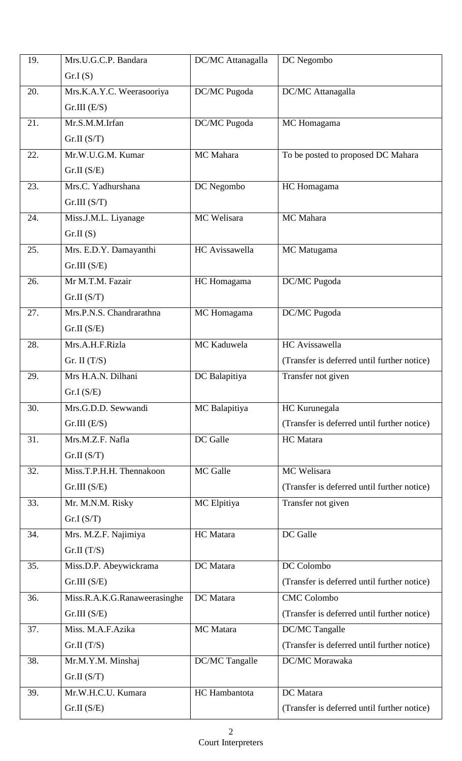| | | | |
|---|---|---|---|
| 19. | Mrs.U.G.C.P. Bandara<br>Gr.I (S) | DC/MC Attanagalla | DC Negombo |
| 20. | Mrs.K.A.Y.C. Weerasooriya<br>Gr.III (E/S) | DC/MC Pugoda | DC/MC Attanagalla |
| 21. | Mr.S.M.M.Irfan<br>Gr.II (S/T) | DC/MC Pugoda | MC Homagama |
| 22. | Mr.W.U.G.M. Kumar<br>Gr.II (S/E) | MC Mahara | To be posted to proposed DC Mahara |
| 23. | Mrs.C. Yadhurshana<br>Gr.III (S/T) | DC Negombo | HC Homagama |
| 24. | Miss.J.M.L. Liyanage<br>Gr.II (S) | MC Welisara | MC Mahara |
| 25. | Mrs. E.D.Y. Damayanthi<br>Gr.III (S/E) | HC Avissawella | MC Matugama |
| 26. | Mr M.T.M. Fazair<br>Gr.II (S/T) | HC Homagama | DC/MC Pugoda |
| 27. | Mrs.P.N.S. Chandrarathna<br>Gr.II (S/E) | MC Homagama | DC/MC Pugoda |
| 28. | Mrs.A.H.F.Rizla<br>Gr. II (T/S) | MC Kaduwela | HC Avissawella<br>(Transfer is deferred until further notice) |
| 29. | Mrs H.A.N. Dilhani<br>Gr.I (S/E) | DC Balapitiya | Transfer not given |
| 30. | Mrs.G.D.D. Sewwandi<br>Gr.III (E/S) | MC Balapitiya | HC Kurunegala<br>(Transfer is deferred until further notice) |
| 31. | Mrs.M.Z.F. Nafla<br>Gr.II (S/T) | DC Galle | HC Matara |
| 32. | Miss.T.P.H.H. Thennakoon<br>Gr.III (S/E) | MC Galle | MC Welisara<br>(Transfer is deferred until further notice) |
| 33. | Mr. M.N.M. Risky<br>Gr.I (S/T) | MC Elpitiya | Transfer not given |
| 34. | Mrs. M.Z.F. Najimiya<br>Gr.II (T/S) | HC Matara | DC Galle |
| 35. | Miss.D.P. Abeywickrama<br>Gr.III (S/E) | DC Matara | DC Colombo<br>(Transfer is deferred until further notice) |
| 36. | Miss.R.A.K.G.Ranaweerasinghe<br>Gr.III (S/E) | DC Matara | CMC Colombo<br>(Transfer is deferred until further notice) |
| 37. | Miss. M.A.F.Azika<br>Gr.II (T/S) | MC Matara | DC/MC Tangalle<br>(Transfer is deferred until further notice) |
| 38. | Mr.M.Y.M. Minshaj<br>Gr.II (S/T) | DC/MC Tangalle | DC/MC Morawaka |
| 39. | Mr.W.H.C.U. Kumara<br>Gr.II (S/E) | HC Hambantota | DC Matara<br>(Transfer is deferred until further notice) |

Court Interpreters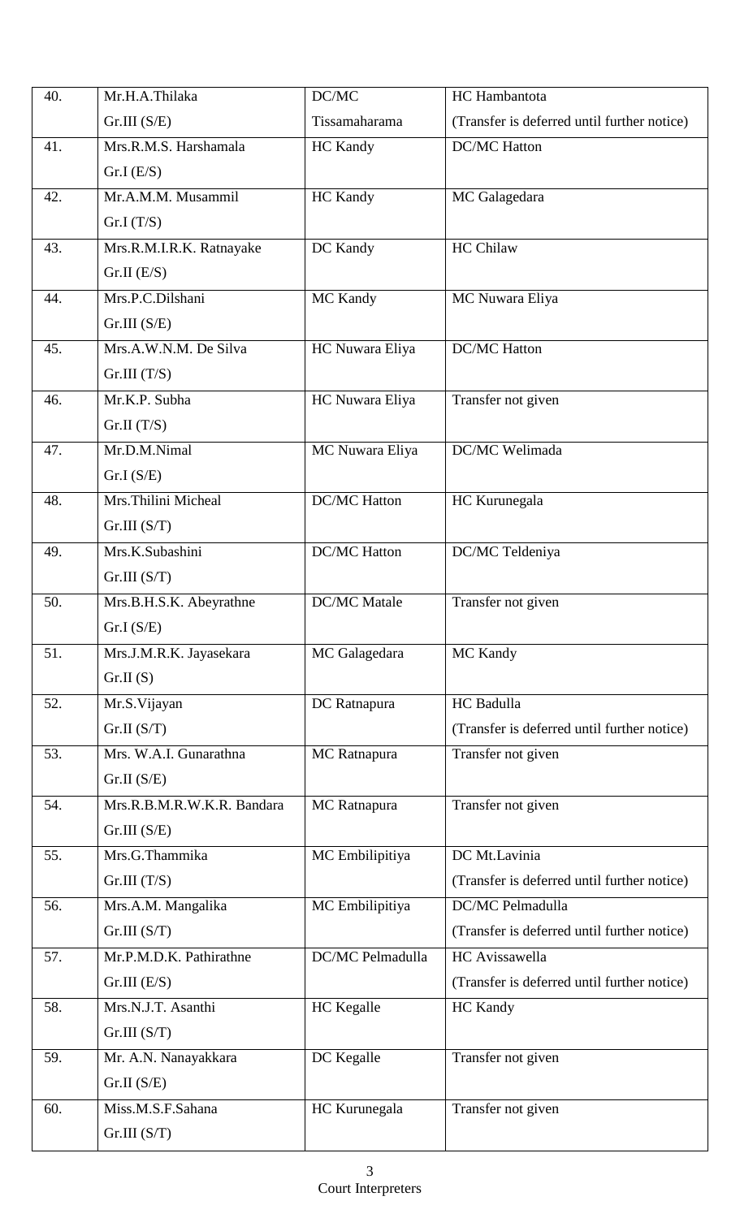| | | | |
|---|---|---|---|
| 40. | Mr.H.A.Thilaka<br>Gr.III (S/E) | DC/MC<br>Tissamaharama | HC Hambantota<br>(Transfer is deferred until further notice) |
| 41. | Mrs.R.M.S. Harshamala<br>Gr.I (E/S) | HC Kandy | DC/MC Hatton |
| 42. | Mr.A.M.M. Musammil<br>Gr.I (T/S) | HC Kandy | MC Galagedara |
| 43. | Mrs.R.M.I.R.K. Ratnayake<br>Gr.II (E/S) | DC Kandy | HC Chilaw |
| 44. | Mrs.P.C.Dilshani<br>Gr.III (S/E) | MC Kandy | MC Nuwara Eliya |
| 45. | Mrs.A.W.N.M. De Silva<br>Gr.III (T/S) | HC Nuwara Eliya | DC/MC Hatton |
| 46. | Mr.K.P. Subha<br>Gr.II (T/S) | HC Nuwara Eliya | Transfer not given |
| 47. | Mr.D.M.Nimal<br>Gr.I (S/E) | MC Nuwara Eliya | DC/MC Welimada |
| 48. | Mrs.Thilini Micheal<br>Gr.III (S/T) | DC/MC Hatton | HC Kurunegala |
| 49. | Mrs.K.Subashini<br>Gr.III (S/T) | DC/MC Hatton | DC/MC Teldeniya |
| 50. | Mrs.B.H.S.K. Abeyrathne<br>Gr.I (S/E) | DC/MC Matale | Transfer not given |
| 51. | Mrs.J.M.R.K. Jayasekara<br>Gr.II (S) | MC Galagedara | MC Kandy |
| 52. | Mr.S.Vijayan<br>Gr.II (S/T) | DC Ratnapura | HC Badulla<br>(Transfer is deferred until further notice) |
| 53. | Mrs. W.A.I. Gunarathna<br>Gr.II (S/E) | MC Ratnapura | Transfer not given |
| 54. | Mrs.R.B.M.R.W.K.R. Bandara<br>Gr.III (S/E) | MC Ratnapura | Transfer not given |
| 55. | Mrs.G.Thammika<br>Gr.III (T/S) | MC Embilipitiya | DC Mt.Lavinia<br>(Transfer is deferred until further notice) |
| 56. | Mrs.A.M. Mangalika<br>Gr.III (S/T) | MC Embilipitiya | DC/MC Pelmadulla<br>(Transfer is deferred until further notice) |
| 57. | Mr.P.M.D.K. Pathirathne<br>Gr.III (E/S) | DC/MC Pelmadulla | HC Avissawella<br>(Transfer is deferred until further notice) |
| 58. | Mrs.N.J.T. Asanthi<br>Gr.III (S/T) | HC Kegalle | HC Kandy |
| 59. | Mr. A.N. Nanayakkara<br>Gr.II (S/E) | DC Kegalle | Transfer not given |
| 60. | Miss.M.S.F.Sahana<br>Gr.III (S/T) | HC Kurunegala | Transfer not given |

Court Interpreters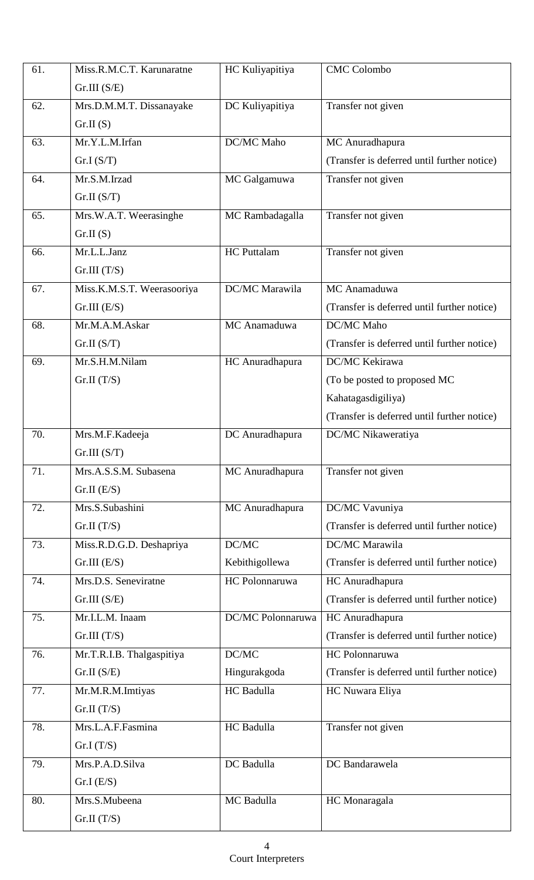| | | | |
|---|---|---|---|
| 61. | Miss.R.M.C.T. Karunaratne<br>Gr.III (S/E) | HC Kuliyapitiya | CMC Colombo |
| 62. | Mrs.D.M.M.T. Dissanayake<br>Gr.II (S) | DC Kuliyapitiya | Transfer not given |
| 63. | Mr.Y.L.M.Irfan<br>Gr.I (S/T) | DC/MC Maho | MC Anuradhapura<br>(Transfer is deferred until further notice) |
| 64. | Mr.S.M.Irzad<br>Gr.II (S/T) | MC Galgamuwa | Transfer not given |
| 65. | Mrs.W.A.T. Weerasinghe<br>Gr.II (S) | MC Rambadagalla | Transfer not given |
| 66. | Mr.L.L.Janz<br>Gr.III (T/S) | HC Puttalam | Transfer not given |
| 67. | Miss.K.M.S.T. Weerasooriya<br>Gr.III (E/S) | DC/MC Marawila | MC Anamaduwa<br>(Transfer is deferred until further notice) |
| 68. | Mr.M.A.M.Askar<br>Gr.II (S/T) | MC Anamaduwa | DC/MC Maho<br>(Transfer is deferred until further notice) |
| 69. | Mr.S.H.M.Nilam<br>Gr.II (T/S) | HC Anuradhapura | DC/MC Kekirawa<br>(To be posted to proposed MC Kahatagasdigiliya)<br>(Transfer is deferred until further notice) |
| 70. | Mrs.M.F.Kadeeja<br>Gr.III (S/T) | DC Anuradhapura | DC/MC Nikaweratiya |
| 71. | Mrs.A.S.S.M. Subasena<br>Gr.II (E/S) | MC Anuradhapura | Transfer not given |
| 72. | Mrs.S.Subashini<br>Gr.II (T/S) | MC Anuradhapura | DC/MC Vavuniya<br>(Transfer is deferred until further notice) |
| 73. | Miss.R.D.G.D. Deshapriya<br>Gr.III (E/S) | DC/MC Kebithigollewa | DC/MC Marawila<br>(Transfer is deferred until further notice) |
| 74. | Mrs.D.S. Seneviratne<br>Gr.III (S/E) | HC Polonnaruwa | HC Anuradhapura<br>(Transfer is deferred until further notice) |
| 75. | Mr.I.L.M. Inaam<br>Gr.III (T/S) | DC/MC Polonnaruwa | HC Anuradhapura<br>(Transfer is deferred until further notice) |
| 76. | Mr.T.R.I.B. Thalgaspitiya<br>Gr.II (S/E) | DC/MC Hingurakgoda | HC Polonnaruwa<br>(Transfer is deferred until further notice) |
| 77. | Mr.M.R.M.Imtiyas<br>Gr.II (T/S) | HC Badulla | HC Nuwara Eliya |
| 78. | Mrs.L.A.F.Fasmina<br>Gr.I (T/S) | HC Badulla | Transfer not given |
| 79. | Mrs.P.A.D.Silva<br>Gr.I (E/S) | DC Badulla | DC Bandarawela |
| 80. | Mrs.S.Mubeena<br>Gr.II (T/S) | MC Badulla | HC Monaragala |

Court Interpreters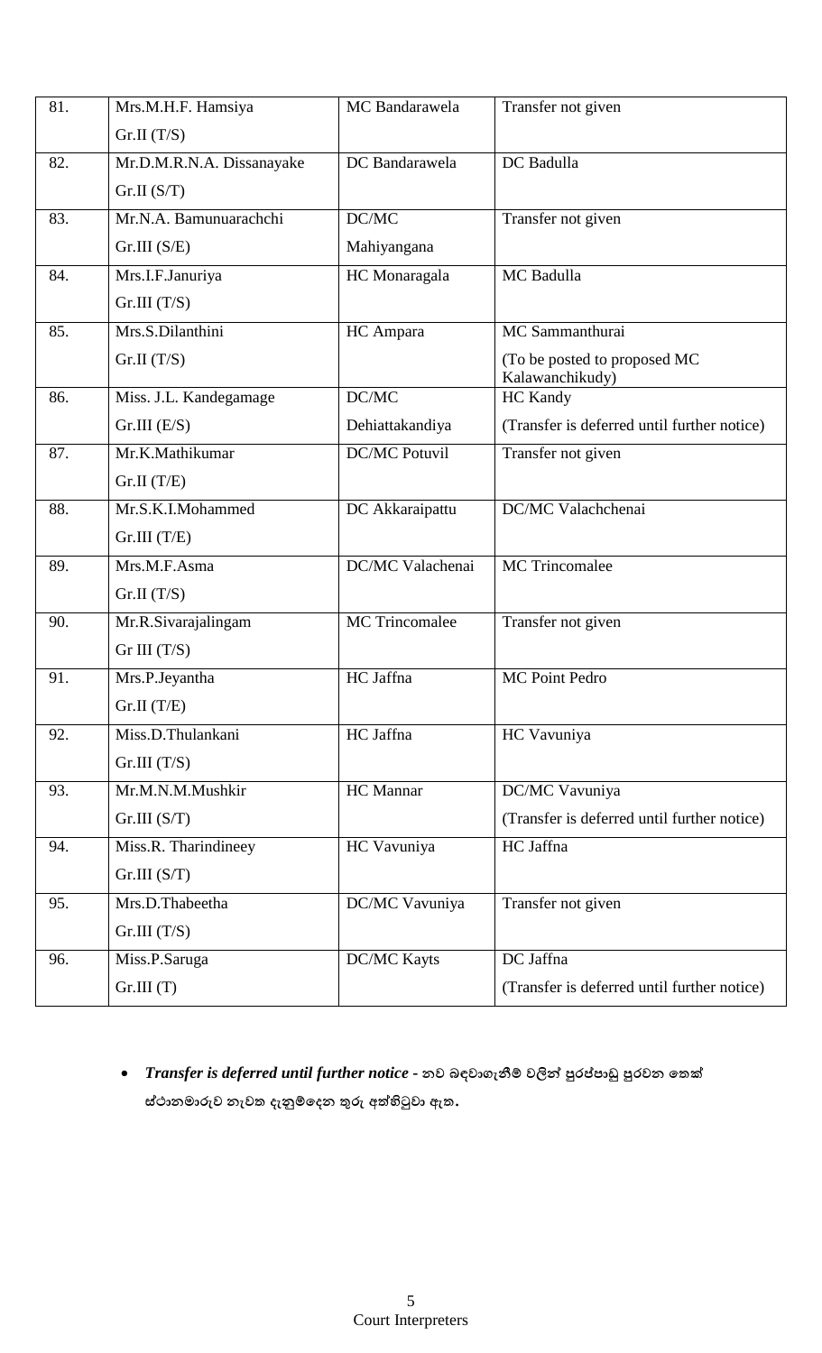| | | | |
|---|---|---|---|
| 81. | Mrs.M.H.F. Hamsiya<br>Gr.II (T/S) | MC Bandarawela | Transfer not given |
| 82. | Mr.D.M.R.N.A. Dissanayake<br>Gr.II (S/T) | DC Bandarawela | DC Badulla |
| 83. | Mr.N.A. Bamunuarachchi<br>Gr.III (S/E) | DC/MC<br>Mahiyangana | Transfer not given |
| 84. | Mrs.I.F.Januriya<br>Gr.III (T/S) | HC Monaragala | MC Badulla |
| 85. | Mrs.S.Dilanthini<br>Gr.II (T/S) | HC Ampara | MC Sammanthurai<br>(To be posted to proposed MC Kalawanchikudy) |
| 86. | Miss. J.L. Kandegamage<br>Gr.III (E/S) | DC/MC<br>Dehiattakandiya | HC Kandy<br>(Transfer is deferred until further notice) |
| 87. | Mr.K.Mathikumar<br>Gr.II (T/E) | DC/MC Potuvil | Transfer not given |
| 88. | Mr.S.K.I.Mohammed<br>Gr.III (T/E) | DC Akkaraipattu | DC/MC Valachchenai |
| 89. | Mrs.M.F.Asma<br>Gr.II (T/S) | DC/MC Valachenai | MC Trincomalee |
| 90. | Mr.R.Sivarajalingam<br>Gr III (T/S) | MC Trincomalee | Transfer not given |
| 91. | Mrs.P.Jeyantha<br>Gr.II (T/E) | HC Jaffna | MC Point Pedro |
| 92. | Miss.D.Thulankani<br>Gr.III (T/S) | HC Jaffna | HC Vavuniya |
| 93. | Mr.M.N.M.Mushkir<br>Gr.III (S/T) | HC Mannar | DC/MC Vavuniya<br>(Transfer is deferred until further notice) |
| 94. | Miss.R. Tharindineey<br>Gr.III (S/T) | HC Vavuniya | HC Jaffna |
| 95. | Mrs.D.Thabeetha<br>Gr.III (T/S) | DC/MC Vavuniya | Transfer not given |
| 96. | Miss.P.Saruga<br>Gr.III (T) | DC/MC Kayts | DC Jaffna<br>(Transfer is deferred until further notice) |

- ***Transfer is deferred until further notice*** - නව බඳවාගැනීම් වලින් පුරප්පාඩු පුරවන තෙක් ස්ථානමාරුව නැවත දැනුම්දෙන තුරු අත්හිටුවා ඇත.